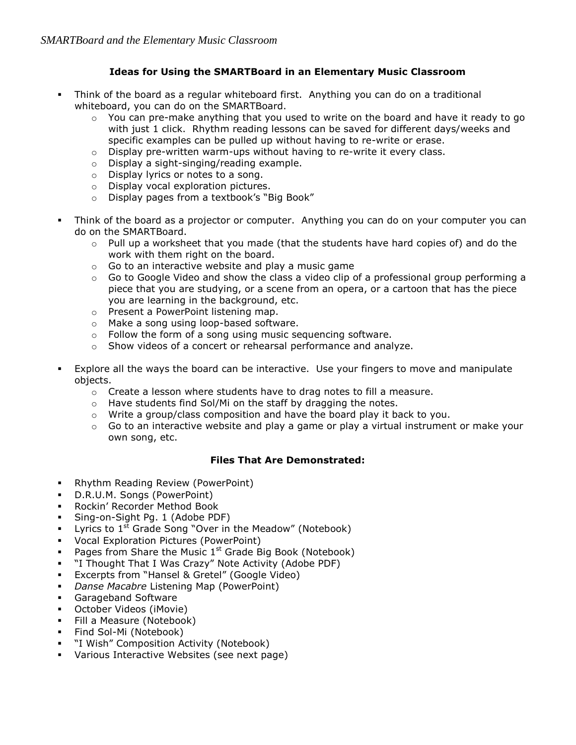## Ideas for Using the SMARTBoard in an Elementary Music Classroom

- Think of the board as a regular whiteboard first. Anything you can do on a traditional whiteboard, you can do on the SMARTBoard.
  - You can pre-make anything that you used to write on the board and have it ready to go with just 1 click. Rhythm reading lessons can be saved for different days/weeks and specific examples can be pulled up without having to re-write or erase.
  - Display pre-written warm-ups without having to re-write it every class.
  - Display a sight-singing/reading example.
  - Display lyrics or notes to a song.
  - Display vocal exploration pictures.
  - Display pages from a textbook's "Big Book"

- Think of the board as a projector or computer. Anything you can do on your computer you can do on the SMARTBoard.
  - Pull up a worksheet that you made (that the students have hard copies of) and do the work with them right on the board.
  - Go to an interactive website and play a music game
  - Go to Google Video and show the class a video clip of a professional group performing a piece that you are studying, or a scene from an opera, or a cartoon that has the piece you are learning in the background, etc.
  - Present a PowerPoint listening map.
  - Make a song using loop-based software.
  - Follow the form of a song using music sequencing software.
  - Show videos of a concert or rehearsal performance and analyze.

- Explore all the ways the board can be interactive. Use your fingers to move and manipulate objects.
  - Create a lesson where students have to drag notes to fill a measure.
  - Have students find Sol/Mi on the staff by dragging the notes.
  - Write a group/class composition and have the board play it back to you.
  - Go to an interactive website and play a game or play a virtual instrument or make your own song, etc.

## Files That Are Demonstrated:

- Rhythm Reading Review (PowerPoint)
- D.R.U.M. Songs (PowerPoint)
- Rockin' Recorder Method Book
- Sing-on-Sight Pg. 1 (Adobe PDF)
- Lyrics to 1st Grade Song "Over in the Meadow" (Notebook)
- Vocal Exploration Pictures (PowerPoint)
- Pages from Share the Music 1st Grade Big Book (Notebook)
- "I Thought That I Was Crazy" Note Activity (Adobe PDF)
- Excerpts from "Hansel & Gretel" (Google Video)
- *Danse Macabre* Listening Map (PowerPoint)
- Garageband Software
- October Videos (iMovie)
- Fill a Measure (Notebook)
- Find Sol-Mi (Notebook)
- "I Wish" Composition Activity (Notebook)
- Various Interactive Websites (see next page)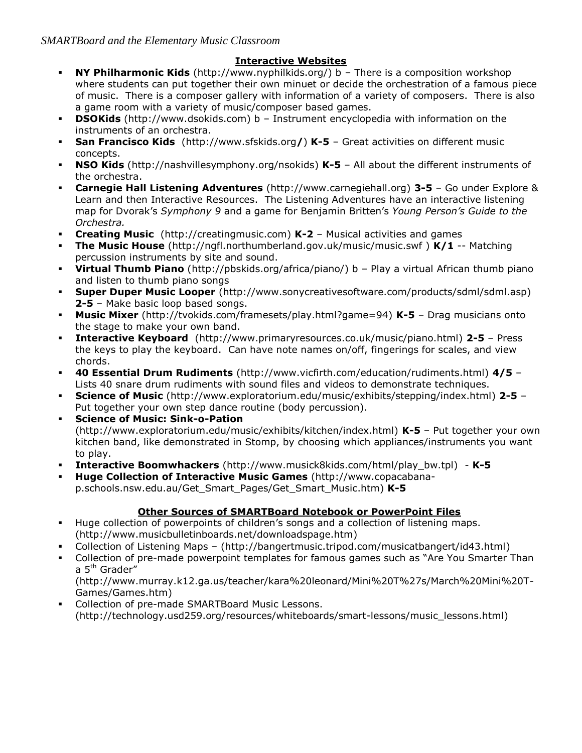## Interactive Websites

- **NY Philharmonic Kids** (http://www.nyphilkids.org/) b – There is a composition workshop where students can put together their own minuet or decide the orchestration of a famous piece of music. There is a composer gallery with information of a variety of composers. There is also a game room with a variety of music/composer based games.
- **DSOKids** (http://www.dsokids.com) b – Instrument encyclopedia with information on the instruments of an orchestra.
- **San Francisco Kids** (http://www.sfskids.org**/**) **K-5** – Great activities on different music concepts.
- **NSO Kids** (http://nashvillesymphony.org/nsokids) **K-5** – All about the different instruments of the orchestra.
- **Carnegie Hall Listening Adventures** (http://www.carnegiehall.org) **3-5** – Go under Explore & Learn and then Interactive Resources. The Listening Adventures have an interactive listening map for Dvorak's *Symphony 9* and a game for Benjamin Britten's *Young Person's Guide to the Orchestra.*
- **Creating Music** (http://creatingmusic.com) **K-2** – Musical activities and games
- **The Music House** (http://ngfl.northumberland.gov.uk/music/music.swf ) **K/1** -- Matching percussion instruments by site and sound.
- **Virtual Thumb Piano** (http://pbskids.org/africa/piano/) b – Play a virtual African thumb piano and listen to thumb piano songs
- **Super Duper Music Looper** (http://www.sonycreativesoftware.com/products/sdml/sdml.asp) **2-5** – Make basic loop based songs.
- **Music Mixer** (http://tvokids.com/framesets/play.html?game=94) **K-5** – Drag musicians onto the stage to make your own band.
- **Interactive Keyboard** (http://www.primaryresources.co.uk/music/piano.html) **2-5** – Press the keys to play the keyboard. Can have note names on/off, fingerings for scales, and view chords.
- **40 Essential Drum Rudiments** (http://www.vicfirth.com/education/rudiments.html) **4/5** – Lists 40 snare drum rudiments with sound files and videos to demonstrate techniques.
- **Science of Music** (http://www.exploratorium.edu/music/exhibits/stepping/index.html) **2-5** – Put together your own step dance routine (body percussion).
- **Science of Music: Sink-o-Pation** (http://www.exploratorium.edu/music/exhibits/kitchen/index.html) **K-5** – Put together your own kitchen band, like demonstrated in Stomp, by choosing which appliances/instruments you want to play.
- **Interactive Boomwhackers** (http://www.musick8kids.com/html/play_bw.tpl) - **K-5**
- **Huge Collection of Interactive Music Games** (http://www.copacabana-p.schools.nsw.edu.au/Get_Smart_Pages/Get_Smart_Music.htm) **K-5**

## Other Sources of SMARTBoard Notebook or PowerPoint Files

- Huge collection of powerpoints of children's songs and a collection of listening maps. (http://www.musicbulletinboards.net/downloadspage.htm)
- Collection of Listening Maps – (http://bangertmusic.tripod.com/musicatbangert/id43.html)
- Collection of pre-made powerpoint templates for famous games such as "Are You Smarter Than a 5th Grader" (http://www.murray.k12.ga.us/teacher/kara%20leonard/Mini%20T%27s/March%20Mini%20T-Games/Games.htm)
- Collection of pre-made SMARTBoard Music Lessons. (http://technology.usd259.org/resources/whiteboards/smart-lessons/music_lessons.html)